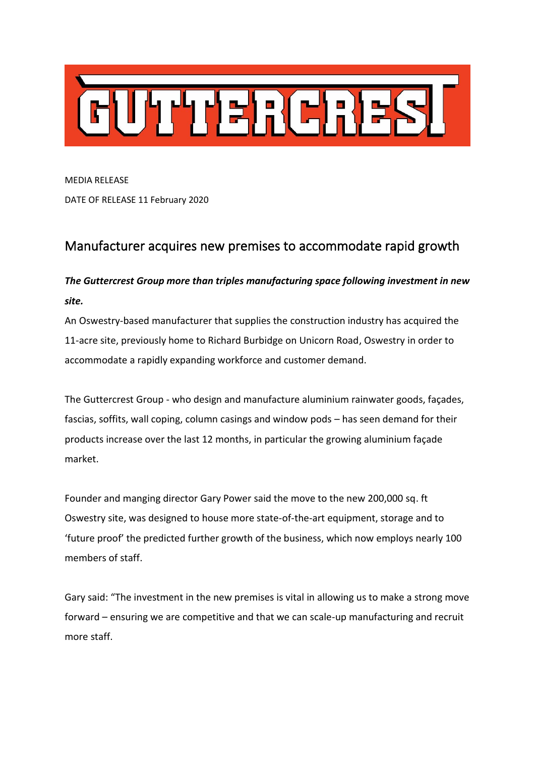# GUTTERCREST

MEDIA RELEASE

DATE OF RELEASE 11 February 2020

## Manufacturer acquires new premises to accommodate rapid growth

***The Guttercrest Group more than triples manufacturing space following investment in new site.***

An Oswestry-based manufacturer that supplies the construction industry has acquired the 11-acre site, previously home to Richard Burbidge on Unicorn Road, Oswestry in order to accommodate a rapidly expanding workforce and customer demand.

The Guttercrest Group - who design and manufacture aluminium rainwater goods, façades, fascias, soffits, wall coping, column casings and window pods – has seen demand for their products increase over the last 12 months, in particular the growing aluminium façade market.

Founder and manging director Gary Power said the move to the new 200,000 sq. ft Oswestry site, was designed to house more state-of-the-art equipment, storage and to 'future proof' the predicted further growth of the business, which now employs nearly 100 members of staff.

Gary said: "The investment in the new premises is vital in allowing us to make a strong move forward – ensuring we are competitive and that we can scale-up manufacturing and recruit more staff.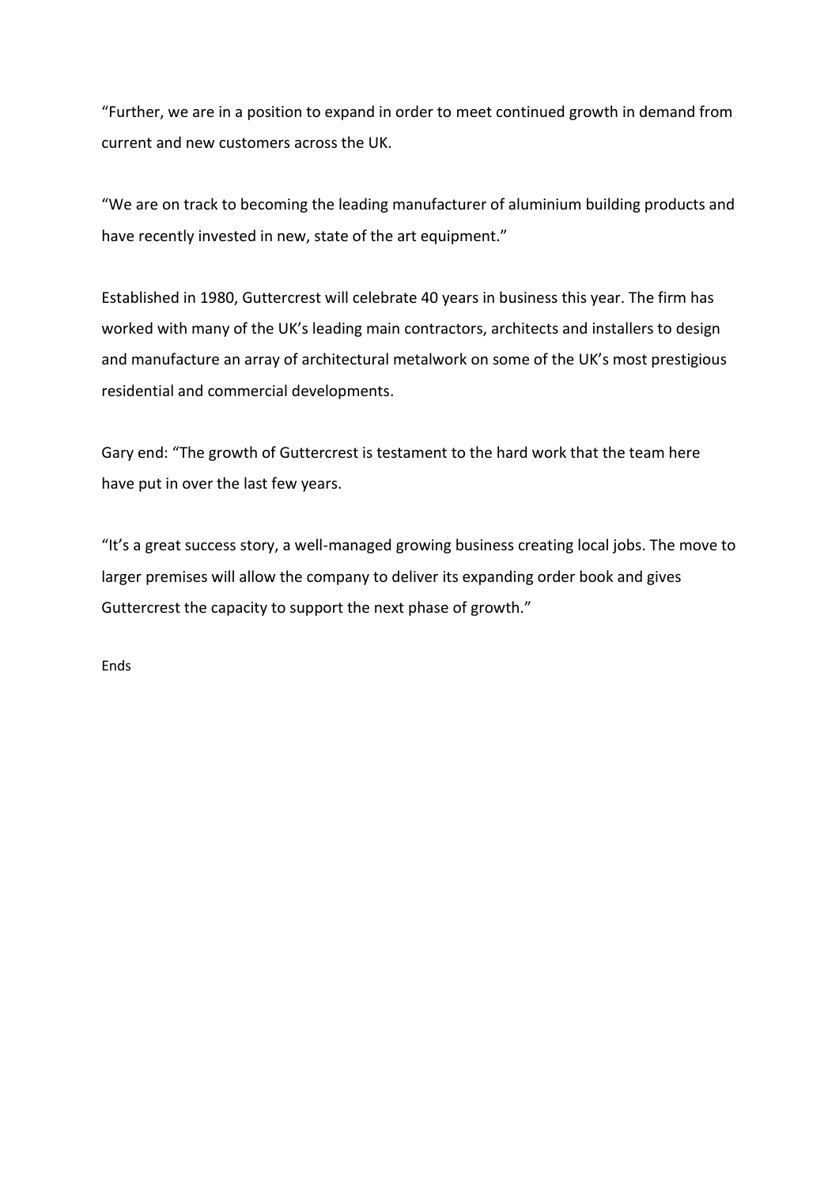"Further, we are in a position to expand in order to meet continued growth in demand from current and new customers across the UK.

"We are on track to becoming the leading manufacturer of aluminium building products and have recently invested in new, state of the art equipment."

Established in 1980, Guttercrest will celebrate 40 years in business this year. The firm has worked with many of the UK's leading main contractors, architects and installers to design and manufacture an array of architectural metalwork on some of the UK's most prestigious residential and commercial developments.

Gary end: "The growth of Guttercrest is testament to the hard work that the team here have put in over the last few years.

"It's a great success story, a well-managed growing business creating local jobs. The move to larger premises will allow the company to deliver its expanding order book and gives Guttercrest the capacity to support the next phase of growth."

Ends